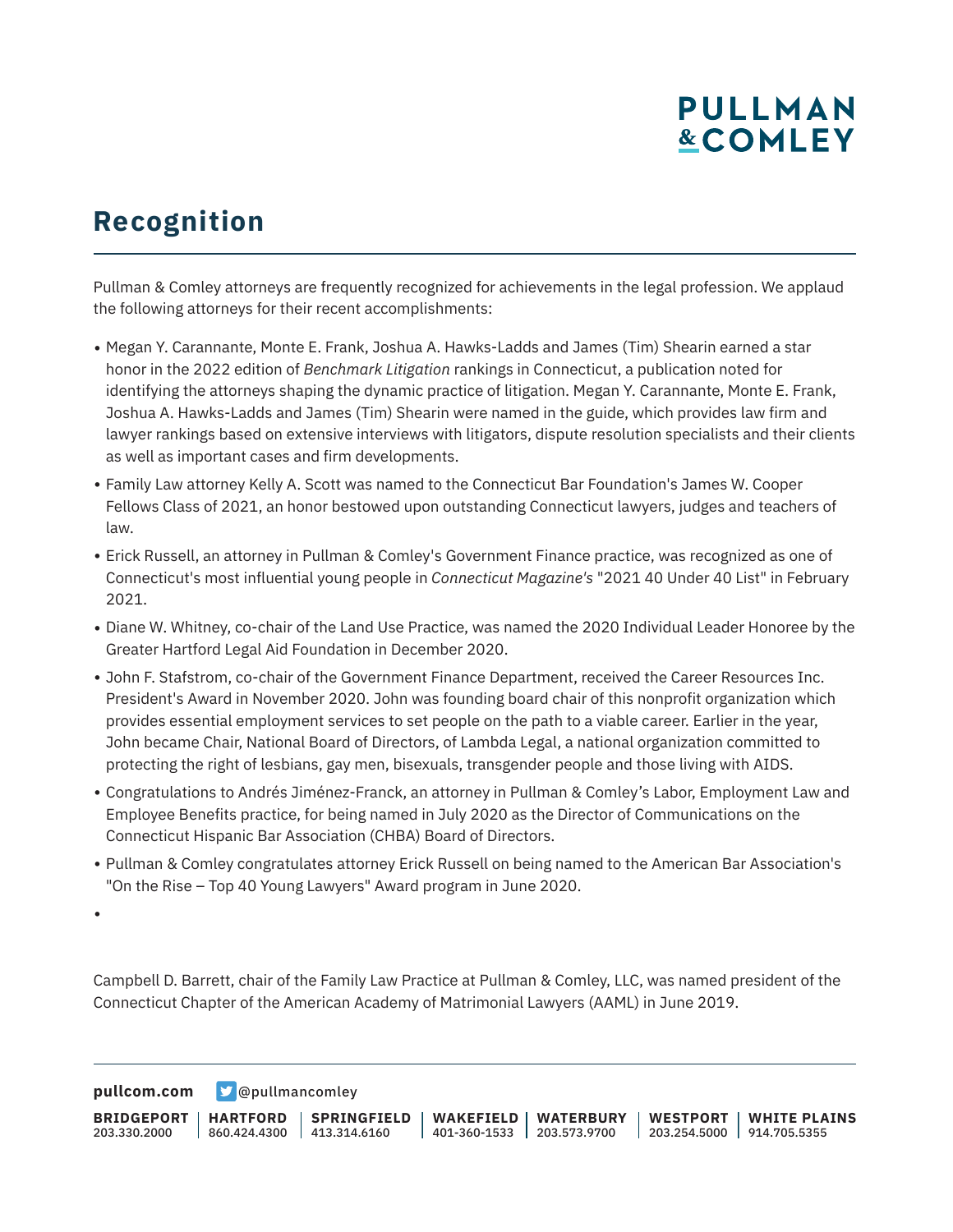# Recognition

Pullman & Comley attorneys are frequently recognized for achievements in the legal profession. We applaud the following attorneys for their recent accomplishments:

- Megan Y. Carannante, Monte E. Frank, Joshua A. Hawks-Ladds and James (Tim) Shearin earned a star honor in the 2022 edition of *Benchmark Litigation* rankings in Connecticut, a publication noted for identifying the attorneys shaping the dynamic practice of litigation. Megan Y. Carannante, Monte E. Frank, Joshua A. Hawks-Ladds and James (Tim) Shearin were named in the guide, which provides law firm and lawyer rankings based on extensive interviews with litigators, dispute resolution specialists and their clients as well as important cases and firm developments.
- Family Law attorney Kelly A. Scott was named to the Connecticut Bar Foundation's James W. Cooper Fellows Class of 2021, an honor bestowed upon outstanding Connecticut lawyers, judges and teachers of law.
- Erick Russell, an attorney in Pullman & Comley's Government Finance practice, was recognized as one of Connecticut's most influential young people in *Connecticut Magazine's* "2021 40 Under 40 List" in February 2021.
- Diane W. Whitney, co-chair of the Land Use Practice, was named the 2020 Individual Leader Honoree by the Greater Hartford Legal Aid Foundation in December 2020.
- John F. Stafstrom, co-chair of the Government Finance Department, received the Career Resources Inc. President's Award in November 2020. John was founding board chair of this nonprofit organization which provides essential employment services to set people on the path to a viable career. Earlier in the year, John became Chair, National Board of Directors, of Lambda Legal, a national organization committed to protecting the right of lesbians, gay men, bisexuals, transgender people and those living with AIDS.
- Congratulations to Andrés Jiménez-Franck, an attorney in Pullman & Comley's Labor, Employment Law and Employee Benefits practice, for being named in July 2020 as the Director of Communications on the Connecticut Hispanic Bar Association (CHBA) Board of Directors.
- Pullman & Comley congratulates attorney Erick Russell on being named to the American Bar Association's "On the Rise – Top 40 Young Lawyers" Award program in June 2020.
-

Campbell D. Barrett, chair of the Family Law Practice at Pullman & Comley, LLC, was named president of the Connecticut Chapter of the American Academy of Matrimonial Lawyers (AAML) in June 2019.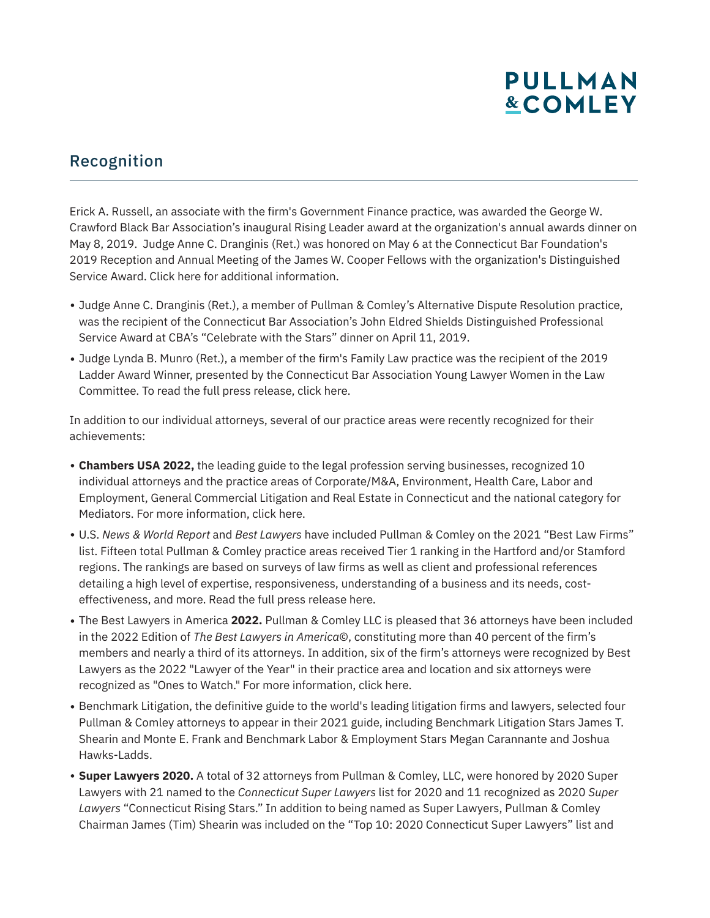## Recognition

Erick A. Russell, an associate with the firm's Government Finance practice, was awarded the George W. Crawford Black Bar Association's inaugural Rising Leader award at the organization's annual awards dinner on May 8, 2019. Judge Anne C. Dranginis (Ret.) was honored on May 6 at the Connecticut Bar Foundation's 2019 Reception and Annual Meeting of the James W. Cooper Fellows with the organization's Distinguished Service Award. Click here for additional information.

- Judge Anne C. Dranginis (Ret.), a member of Pullman & Comley's Alternative Dispute Resolution practice, was the recipient of the Connecticut Bar Association's John Eldred Shields Distinguished Professional Service Award at CBA's "Celebrate with the Stars" dinner on April 11, 2019.
- Judge Lynda B. Munro (Ret.), a member of the firm's Family Law practice was the recipient of the 2019 Ladder Award Winner, presented by the Connecticut Bar Association Young Lawyer Women in the Law Committee. To read the full press release, click here.

In addition to our individual attorneys, several of our practice areas were recently recognized for their achievements:

- **Chambers USA 2022,** the leading guide to the legal profession serving businesses, recognized 10 individual attorneys and the practice areas of Corporate/M&A, Environment, Health Care, Labor and Employment, General Commercial Litigation and Real Estate in Connecticut and the national category for Mediators. For more information, click here.
- U.S. *News & World Report* and *Best Lawyers* have included Pullman & Comley on the 2021 "Best Law Firms" list. Fifteen total Pullman & Comley practice areas received Tier 1 ranking in the Hartford and/or Stamford regions. The rankings are based on surveys of law firms as well as client and professional references detailing a high level of expertise, responsiveness, understanding of a business and its needs, cost-effectiveness, and more. Read the full press release here.
- The Best Lawyers in America **2022.** Pullman & Comley LLC is pleased that 36 attorneys have been included in the 2022 Edition of *The Best Lawyers in America©*, constituting more than 40 percent of the firm's members and nearly a third of its attorneys. In addition, six of the firm's attorneys were recognized by Best Lawyers as the 2022 "Lawyer of the Year" in their practice area and location and six attorneys were recognized as "Ones to Watch." For more information, click here.
- Benchmark Litigation, the definitive guide to the world's leading litigation firms and lawyers, selected four Pullman & Comley attorneys to appear in their 2021 guide, including Benchmark Litigation Stars James T. Shearin and Monte E. Frank and Benchmark Labor & Employment Stars Megan Carannante and Joshua Hawks-Ladds.
- **Super Lawyers 2020.** A total of 32 attorneys from Pullman & Comley, LLC, were honored by 2020 Super Lawyers with 21 named to the *Connecticut Super Lawyers* list for 2020 and 11 recognized as 2020 *Super Lawyers* "Connecticut Rising Stars." In addition to being named as Super Lawyers, Pullman & Comley Chairman James (Tim) Shearin was included on the "Top 10: 2020 Connecticut Super Lawyers" list and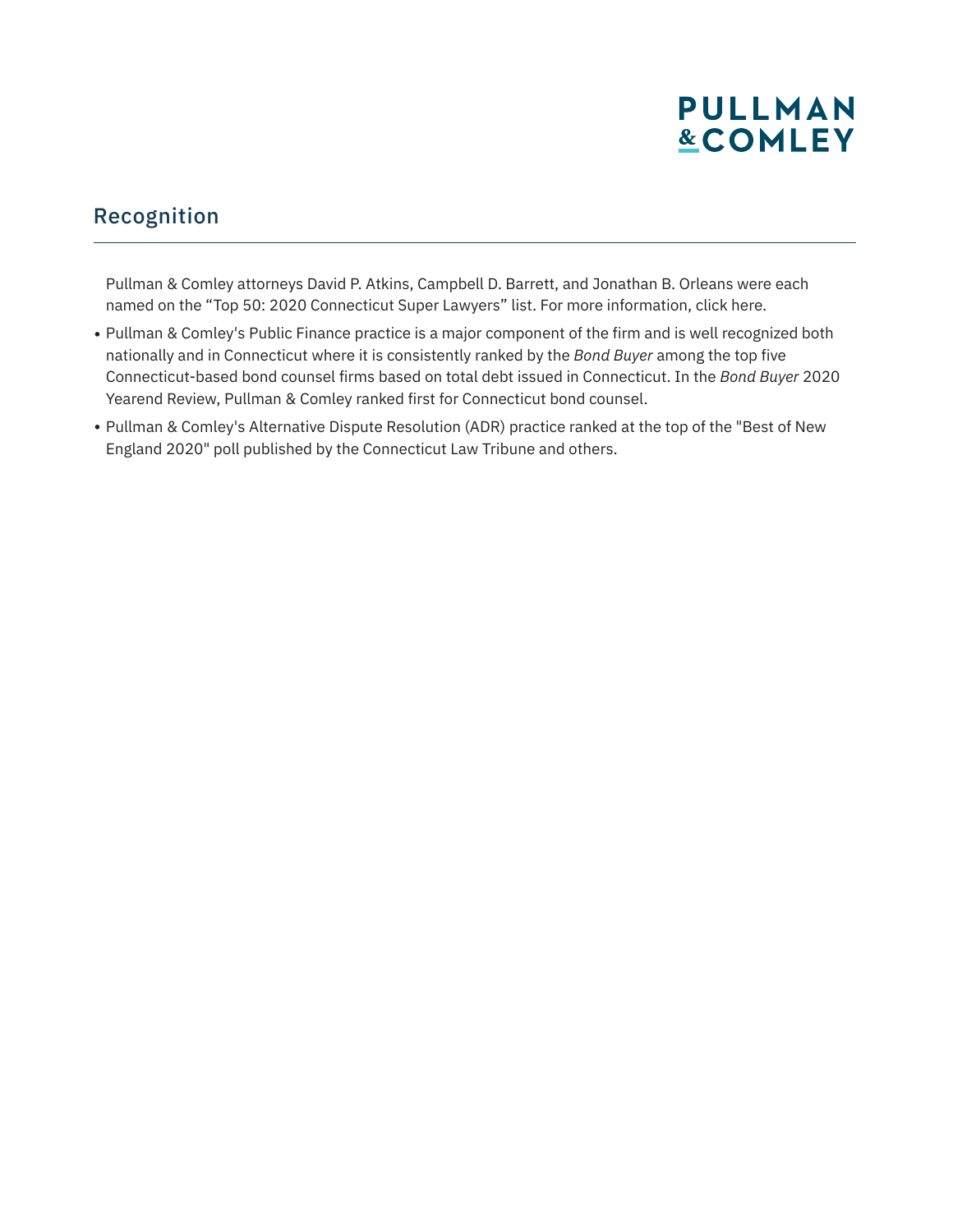## Recognition

Pullman & Comley attorneys David P. Atkins, Campbell D. Barrett, and Jonathan B. Orleans were each named on the "Top 50: 2020 Connecticut Super Lawyers" list. For more information, click here.

- Pullman & Comley's Public Finance practice is a major component of the firm and is well recognized both nationally and in Connecticut where it is consistently ranked by the *Bond Buyer* among the top five Connecticut-based bond counsel firms based on total debt issued in Connecticut. In the *Bond Buyer* 2020 Yearend Review, Pullman & Comley ranked first for Connecticut bond counsel.
- Pullman & Comley's Alternative Dispute Resolution (ADR) practice ranked at the top of the "Best of New England 2020" poll published by the Connecticut Law Tribune and others.